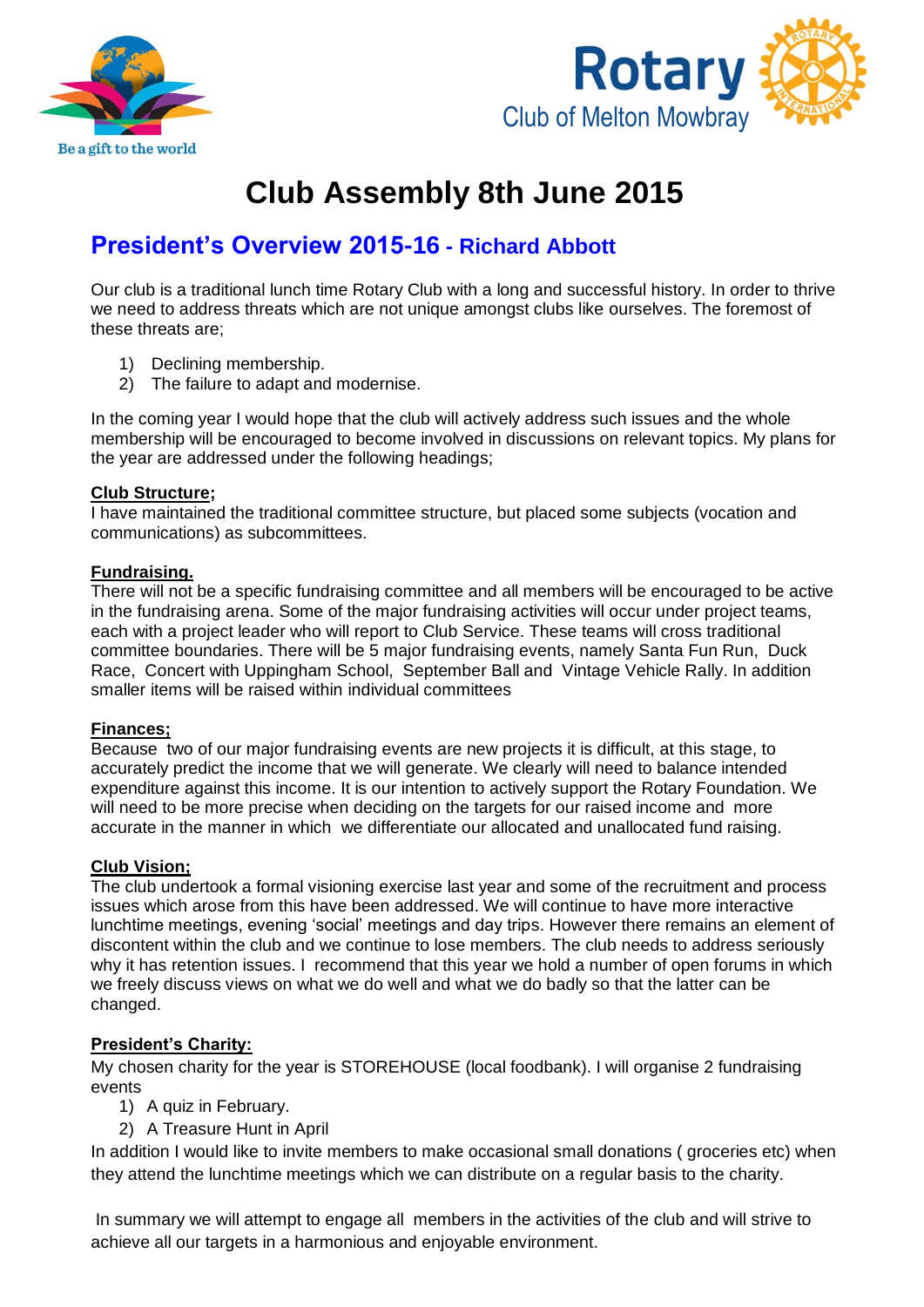Be a gift to the world

**Rotary**
Club of Melton Mowbray

# Club Assembly 8th June 2015

## President's Overview 2015-16 - Richard Abbott

Our club is a traditional lunch time Rotary Club with a long and successful history. In order to thrive we need to address threats which are not unique amongst clubs like ourselves. The foremost of these threats are;

1) Declining membership.
2) The failure to adapt and modernise.

In the coming year I would hope that the club will actively address such issues and the whole membership will be encouraged to become involved in discussions on relevant topics. My plans for the year are addressed under the following headings;

**Club Structure;**
I have maintained the traditional committee structure, but placed some subjects (vocation and communications) as subcommittees.

**Fundraising.**
There will not be a specific fundraising committee and all members will be encouraged to be active in the fundraising arena. Some of the major fundraising activities will occur under project teams, each with a project leader who will report to Club Service. These teams will cross traditional committee boundaries. There will be 5 major fundraising events, namely Santa Fun Run, Duck Race, Concert with Uppingham School, September Ball and Vintage Vehicle Rally. In addition smaller items will be raised within individual committees

**Finances;**
Because two of our major fundraising events are new projects it is difficult, at this stage, to accurately predict the income that we will generate. We clearly will need to balance intended expenditure against this income. It is our intention to actively support the Rotary Foundation. We will need to be more precise when deciding on the targets for our raised income and more accurate in the manner in which we differentiate our allocated and unallocated fund raising.

**Club Vision;**
The club undertook a formal visioning exercise last year and some of the recruitment and process issues which arose from this have been addressed. We will continue to have more interactive lunchtime meetings, evening 'social' meetings and day trips. However there remains an element of discontent within the club and we continue to lose members. The club needs to address seriously why it has retention issues. I recommend that this year we hold a number of open forums in which we freely discuss views on what we do well and what we do badly so that the latter can be changed.

**President's Charity:**
My chosen charity for the year is STOREHOUSE (local foodbank). I will organise 2 fundraising events

1) A quiz in February.
2) A Treasure Hunt in April

In addition I would like to invite members to make occasional small donations ( groceries etc) when they attend the lunchtime meetings which we can distribute on a regular basis to the charity.

In summary we will attempt to engage all members in the activities of the club and will strive to achieve all our targets in a harmonious and enjoyable environment.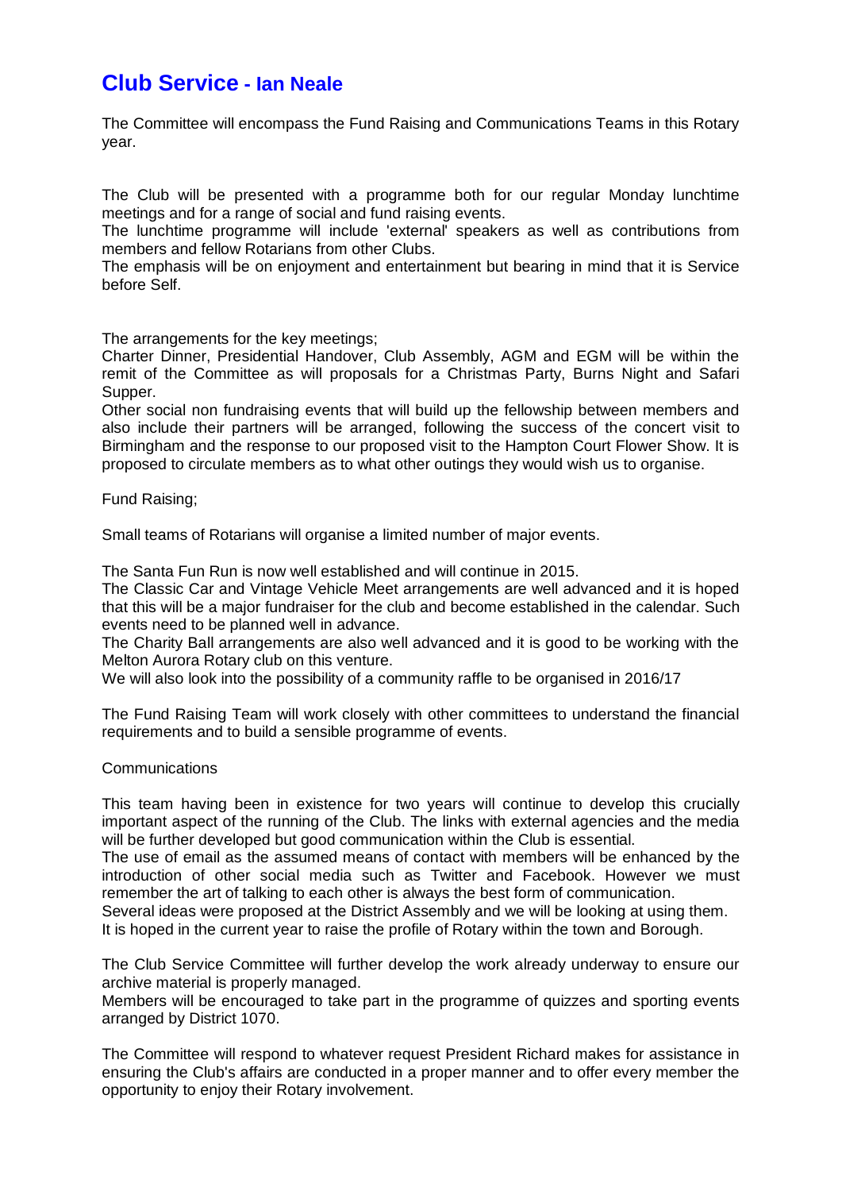# Club Service - Ian Neale

The Committee will encompass the Fund Raising and Communications Teams in this Rotary year.

The Club will be presented with a programme both for our regular Monday lunchtime meetings and for a range of social and fund raising events.
The lunchtime programme will include 'external' speakers as well as contributions from members and fellow Rotarians from other Clubs.
The emphasis will be on enjoyment and entertainment but bearing in mind that it is Service before Self.

The arrangements for the key meetings;
Charter Dinner, Presidential Handover, Club Assembly, AGM and EGM will be within the remit of the Committee as will proposals for a Christmas Party, Burns Night and Safari Supper.
Other social non fundraising events that will build up the fellowship between members and also include their partners will be arranged, following the success of the concert visit to Birmingham and the response to our proposed visit to the Hampton Court Flower Show. It is proposed to circulate members as to what other outings they would wish us to organise.

Fund Raising;

Small teams of Rotarians will organise a limited number of major events.

The Santa Fun Run is now well established and will continue in 2015.
The Classic Car and Vintage Vehicle Meet arrangements are well advanced and it is hoped that this will be a major fundraiser for the club and become established in the calendar. Such events need to be planned well in advance.
The Charity Ball arrangements are also well advanced and it is good to be working with the Melton Aurora Rotary club on this venture.
We will also look into the possibility of a community raffle to be organised in 2016/17

The Fund Raising Team will work closely with other committees to understand the financial requirements and to build a sensible programme of events.

Communications

This team having been in existence for two years will continue to develop this crucially important aspect of the running of the Club. The links with external agencies and the media will be further developed but good communication within the Club is essential.
The use of email as the assumed means of contact with members will be enhanced by the introduction of other social media such as Twitter and Facebook. However we must remember the art of talking to each other is always the best form of communication.
Several ideas were proposed at the District Assembly and we will be looking at using them.
It is hoped in the current year to raise the profile of Rotary within the town and Borough.

The Club Service Committee will further develop the work already underway to ensure our archive material is properly managed.
Members will be encouraged to take part in the programme of quizzes and sporting events arranged by District 1070.

The Committee will respond to whatever request President Richard makes for assistance in ensuring the Club's affairs are conducted in a proper manner and to offer every member the opportunity to enjoy their Rotary involvement.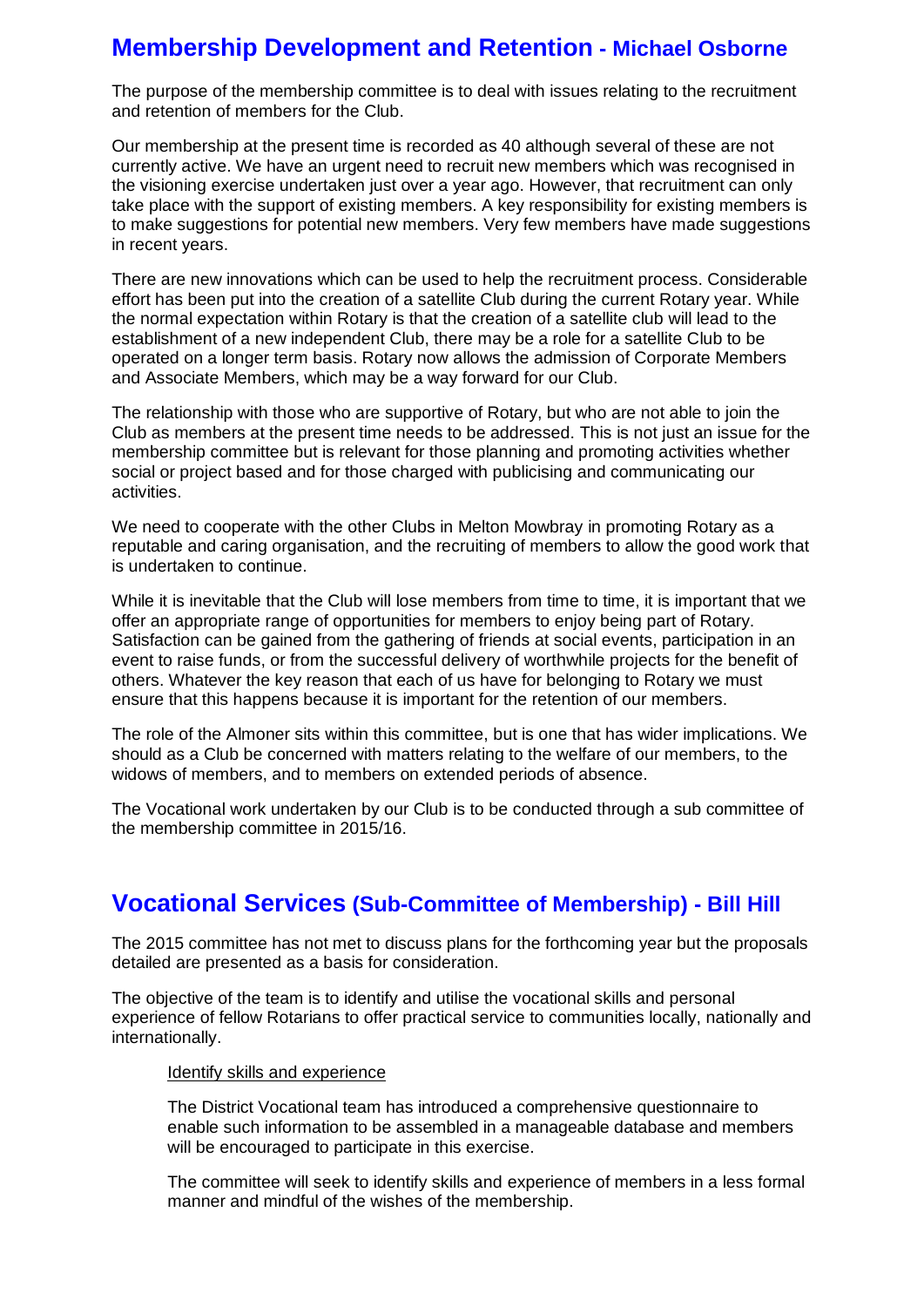## Membership Development and Retention - Michael Osborne

The purpose of the membership committee is to deal with issues relating to the recruitment and retention of members for the Club.

Our membership at the present time is recorded as 40 although several of these are not currently active. We have an urgent need to recruit new members which was recognised in the visioning exercise undertaken just over a year ago. However, that recruitment can only take place with the support of existing members. A key responsibility for existing members is to make suggestions for potential new members. Very few members have made suggestions in recent years.

There are new innovations which can be used to help the recruitment process. Considerable effort has been put into the creation of a satellite Club during the current Rotary year. While the normal expectation within Rotary is that the creation of a satellite club will lead to the establishment of a new independent Club, there may be a role for a satellite Club to be operated on a longer term basis. Rotary now allows the admission of Corporate Members and Associate Members, which may be a way forward for our Club.

The relationship with those who are supportive of Rotary, but who are not able to join the Club as members at the present time needs to be addressed. This is not just an issue for the membership committee but is relevant for those planning and promoting activities whether social or project based and for those charged with publicising and communicating our activities.

We need to cooperate with the other Clubs in Melton Mowbray in promoting Rotary as a reputable and caring organisation, and the recruiting of members to allow the good work that is undertaken to continue.

While it is inevitable that the Club will lose members from time to time, it is important that we offer an appropriate range of opportunities for members to enjoy being part of Rotary. Satisfaction can be gained from the gathering of friends at social events, participation in an event to raise funds, or from the successful delivery of worthwhile projects for the benefit of others. Whatever the key reason that each of us have for belonging to Rotary we must ensure that this happens because it is important for the retention of our members.

The role of the Almoner sits within this committee, but is one that has wider implications. We should as a Club be concerned with matters relating to the welfare of our members, to the widows of members, and to members on extended periods of absence.

The Vocational work undertaken by our Club is to be conducted through a sub committee of the membership committee in 2015/16.

## Vocational Services (Sub-Committee of Membership) - Bill Hill

The 2015 committee has not met to discuss plans for the forthcoming year but the proposals detailed are presented as a basis for consideration.

The objective of the team is to identify and utilise the vocational skills and personal experience of fellow Rotarians to offer practical service to communities locally, nationally and internationally.

Identify skills and experience

The District Vocational team has introduced a comprehensive questionnaire to enable such information to be assembled in a manageable database and members will be encouraged to participate in this exercise.

The committee will seek to identify skills and experience of members in a less formal manner and mindful of the wishes of the membership.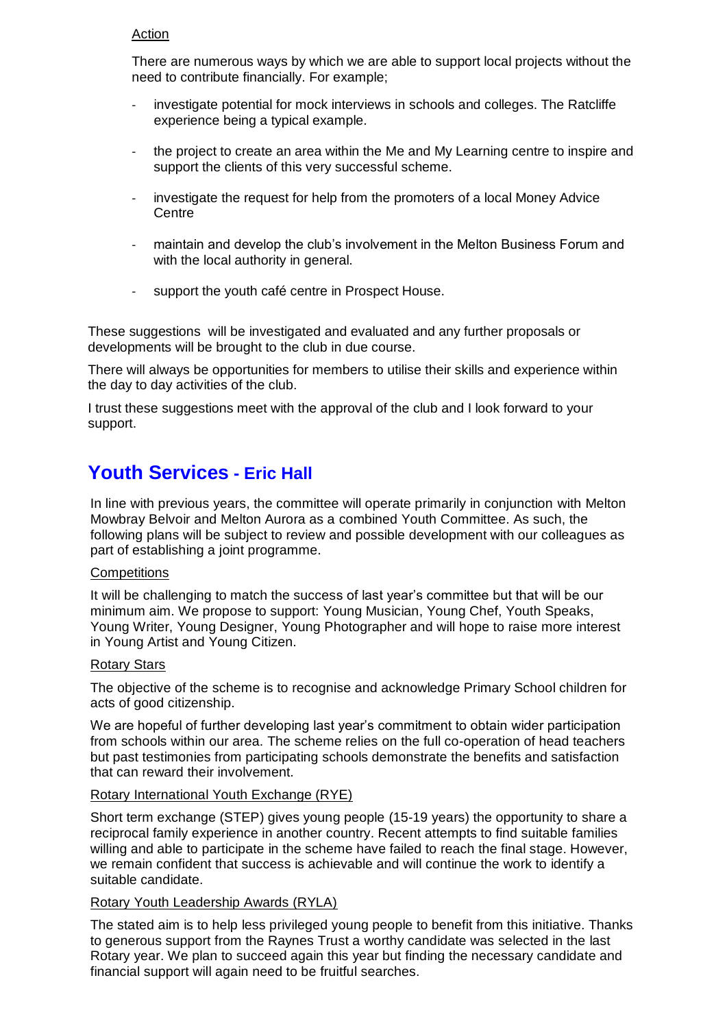Action

There are numerous ways by which we are able to support local projects without the need to contribute financially. For example;

- investigate potential for mock interviews in schools and colleges. The Ratcliffe experience being a typical example.
- the project to create an area within the Me and My Learning centre to inspire and support the clients of this very successful scheme.
- investigate the request for help from the promoters of a local Money Advice Centre
- maintain and develop the club's involvement in the Melton Business Forum and with the local authority in general.
- support the youth café centre in Prospect House.

These suggestions will be investigated and evaluated and any further proposals or developments will be brought to the club in due course.

There will always be opportunities for members to utilise their skills and experience within the day to day activities of the club.

I trust these suggestions meet with the approval of the club and I look forward to your support.

## Youth Services - Eric Hall

In line with previous years, the committee will operate primarily in conjunction with Melton Mowbray Belvoir and Melton Aurora as a combined Youth Committee. As such, the following plans will be subject to review and possible development with our colleagues as part of establishing a joint programme.

Competitions

It will be challenging to match the success of last year's committee but that will be our minimum aim. We propose to support: Young Musician, Young Chef, Youth Speaks, Young Writer, Young Designer, Young Photographer and will hope to raise more interest in Young Artist and Young Citizen.

Rotary Stars

The objective of the scheme is to recognise and acknowledge Primary School children for acts of good citizenship.

We are hopeful of further developing last year's commitment to obtain wider participation from schools within our area. The scheme relies on the full co-operation of head teachers but past testimonies from participating schools demonstrate the benefits and satisfaction that can reward their involvement.

Rotary International Youth Exchange (RYE)

Short term exchange (STEP) gives young people (15-19 years) the opportunity to share a reciprocal family experience in another country. Recent attempts to find suitable families willing and able to participate in the scheme have failed to reach the final stage. However, we remain confident that success is achievable and will continue the work to identify a suitable candidate.

Rotary Youth Leadership Awards (RYLA)

The stated aim is to help less privileged young people to benefit from this initiative. Thanks to generous support from the Raynes Trust a worthy candidate was selected in the last Rotary year. We plan to succeed again this year but finding the necessary candidate and financial support will again need to be fruitful searches.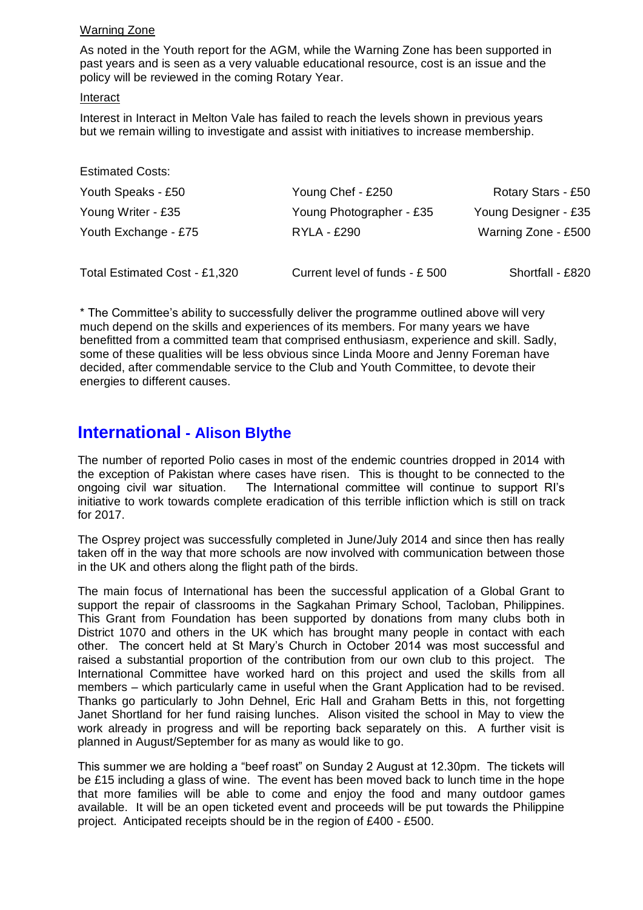Warning Zone

As noted in the Youth report for the AGM, while the Warning Zone has been supported in past years and is seen as a very valuable educational resource, cost is an issue and the policy will be reviewed in the coming Rotary Year.

Interact

Interest in Interact in Melton Vale has failed to reach the levels shown in previous years but we remain willing to investigate and assist with initiatives to increase membership.

Estimated Costs:

| | | |
|---|---|---|
| Youth Speaks - £50 | Young Chef - £250 | Rotary Stars - £50 |
| Young Writer - £35 | Young Photographer - £35 | Young Designer - £35 |
| Youth Exchange - £75 | RYLA - £290 | Warning Zone - £500 |
| Total Estimated Cost - £1,320 | Current level of funds - £ 500 | Shortfall - £820 |

* The Committee's ability to successfully deliver the programme outlined above will very much depend on the skills and experiences of its members. For many years we have benefitted from a committed team that comprised enthusiasm, experience and skill. Sadly, some of these qualities will be less obvious since Linda Moore and Jenny Foreman have decided, after commendable service to the Club and Youth Committee, to devote their energies to different causes.

## International - Alison Blythe

The number of reported Polio cases in most of the endemic countries dropped in 2014 with the exception of Pakistan where cases have risen. This is thought to be connected to the ongoing civil war situation. The International committee will continue to support RI's initiative to work towards complete eradication of this terrible infliction which is still on track for 2017.

The Osprey project was successfully completed in June/July 2014 and since then has really taken off in the way that more schools are now involved with communication between those in the UK and others along the flight path of the birds.

The main focus of International has been the successful application of a Global Grant to support the repair of classrooms in the Sagkahan Primary School, Tacloban, Philippines. This Grant from Foundation has been supported by donations from many clubs both in District 1070 and others in the UK which has brought many people in contact with each other. The concert held at St Mary's Church in October 2014 was most successful and raised a substantial proportion of the contribution from our own club to this project. The International Committee have worked hard on this project and used the skills from all members – which particularly came in useful when the Grant Application had to be revised. Thanks go particularly to John Dehnel, Eric Hall and Graham Betts in this, not forgetting Janet Shortland for her fund raising lunches. Alison visited the school in May to view the work already in progress and will be reporting back separately on this. A further visit is planned in August/September for as many as would like to go.

This summer we are holding a "beef roast" on Sunday 2 August at 12.30pm. The tickets will be £15 including a glass of wine. The event has been moved back to lunch time in the hope that more families will be able to come and enjoy the food and many outdoor games available. It will be an open ticketed event and proceeds will be put towards the Philippine project. Anticipated receipts should be in the region of £400 - £500.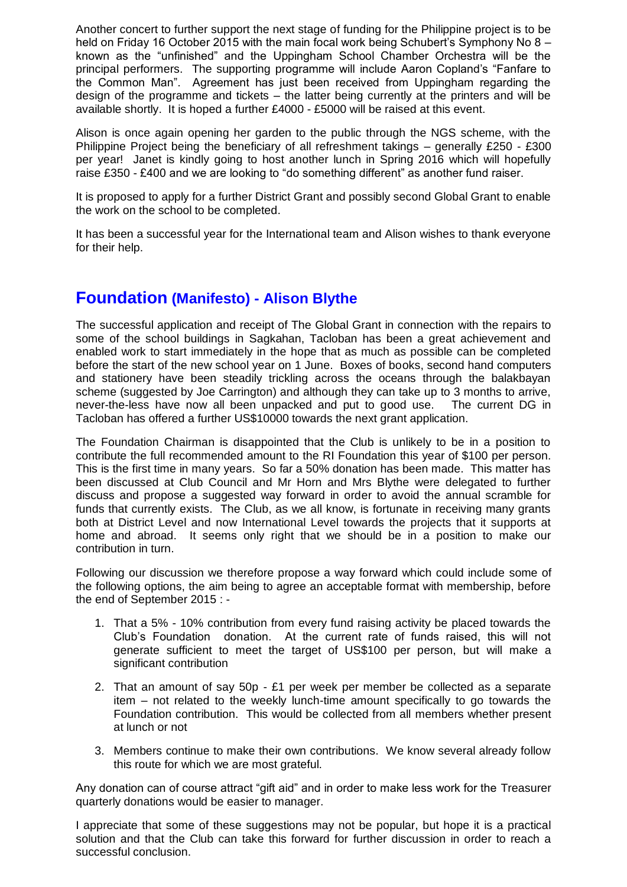Another concert to further support the next stage of funding for the Philippine project is to be held on Friday 16 October 2015 with the main focal work being Schubert's Symphony No 8 – known as the "unfinished" and the Uppingham School Chamber Orchestra will be the principal performers. The supporting programme will include Aaron Copland's "Fanfare to the Common Man". Agreement has just been received from Uppingham regarding the design of the programme and tickets – the latter being currently at the printers and will be available shortly. It is hoped a further £4000 - £5000 will be raised at this event.

Alison is once again opening her garden to the public through the NGS scheme, with the Philippine Project being the beneficiary of all refreshment takings – generally £250 - £300 per year! Janet is kindly going to host another lunch in Spring 2016 which will hopefully raise £350 - £400 and we are looking to "do something different" as another fund raiser.

It is proposed to apply for a further District Grant and possibly second Global Grant to enable the work on the school to be completed.

It has been a successful year for the International team and Alison wishes to thank everyone for their help.

## Foundation (Manifesto) - Alison Blythe

The successful application and receipt of The Global Grant in connection with the repairs to some of the school buildings in Sagkahan, Tacloban has been a great achievement and enabled work to start immediately in the hope that as much as possible can be completed before the start of the new school year on 1 June. Boxes of books, second hand computers and stationery have been steadily trickling across the oceans through the balakbayan scheme (suggested by Joe Carrington) and although they can take up to 3 months to arrive, never-the-less have now all been unpacked and put to good use. The current DG in Tacloban has offered a further US$10000 towards the next grant application.

The Foundation Chairman is disappointed that the Club is unlikely to be in a position to contribute the full recommended amount to the RI Foundation this year of $100 per person. This is the first time in many years. So far a 50% donation has been made. This matter has been discussed at Club Council and Mr Horn and Mrs Blythe were delegated to further discuss and propose a suggested way forward in order to avoid the annual scramble for funds that currently exists. The Club, as we all know, is fortunate in receiving many grants both at District Level and now International Level towards the projects that it supports at home and abroad. It seems only right that we should be in a position to make our contribution in turn.

Following our discussion we therefore propose a way forward which could include some of the following options, the aim being to agree an acceptable format with membership, before the end of September 2015 : -

1. That a 5% - 10% contribution from every fund raising activity be placed towards the Club's Foundation donation. At the current rate of funds raised, this will not generate sufficient to meet the target of US$100 per person, but will make a significant contribution
2. That an amount of say 50p - £1 per week per member be collected as a separate item – not related to the weekly lunch-time amount specifically to go towards the Foundation contribution. This would be collected from all members whether present at lunch or not
3. Members continue to make their own contributions. We know several already follow this route for which we are most grateful.

Any donation can of course attract "gift aid" and in order to make less work for the Treasurer quarterly donations would be easier to manager.

I appreciate that some of these suggestions may not be popular, but hope it is a practical solution and that the Club can take this forward for further discussion in order to reach a successful conclusion.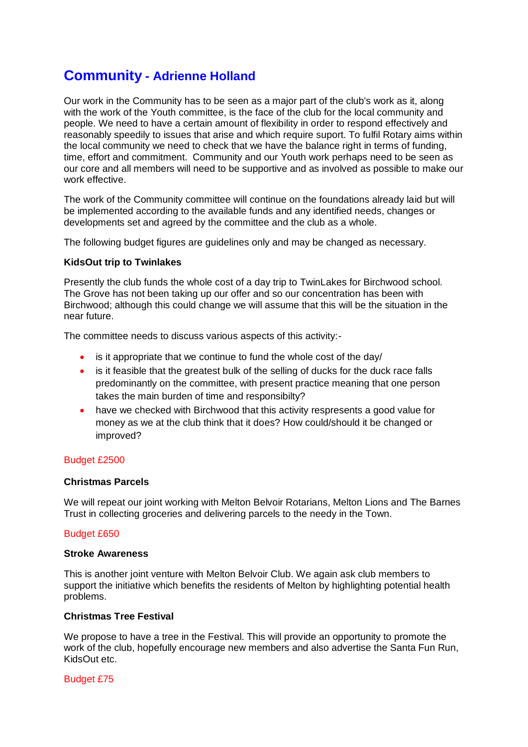## Community - Adrienne Holland

Our work in the Community has to be seen as a major part of the club's work as it, along with the work of the Youth committee, is the face of the club for the local community and people. We need to have a certain amount of flexibility in order to respond effectively and reasonably speedily to issues that arise and which require suport. To fulfil Rotary aims within the local community we need to check that we have the balance right in terms of funding, time, effort and commitment.  Community and our Youth work perhaps need to be seen as our core and all members will need to be supportive and as involved as possible to make our work effective.

The work of the Community committee will continue on the foundations already laid but will be implemented according to the available funds and any identified needs, changes or developments set and agreed by the committee and the club as a whole.

The following budget figures are guidelines only and may be changed as necessary.

**KidsOut trip to Twinlakes**

Presently the club funds the whole cost of a day trip to TwinLakes for Birchwood school. The Grove has not been taking up our offer and so our concentration has been with Birchwood; although this could change we will assume that this will be the situation in the near future.

The committee needs to discuss various aspects of this activity:-

- is it appropriate that we continue to fund the whole cost of the day/
- is it feasible that the greatest bulk of the selling of ducks for the duck race falls predominantly on the committee, with present practice meaning that one person takes the main burden of time and responsibilty?
- have we checked with Birchwood that this activity respresents a good value for money as we at the club think that it does? How could/should it be changed or improved?

Budget £2500

**Christmas Parcels**

We will repeat our joint working with Melton Belvoir Rotarians, Melton Lions and The Barnes Trust in collecting groceries and delivering parcels to the needy in the Town.

Budget £650

**Stroke Awareness**

This is another joint venture with Melton Belvoir Club. We again ask club members to support the initiative which benefits the residents of Melton by highlighting potential health problems.

**Christmas Tree Festival**

We propose to have a tree in the Festival. This will provide an opportunity to promote the work of the club, hopefully encourage new members and also advertise the Santa Fun Run, KidsOut etc.

Budget £75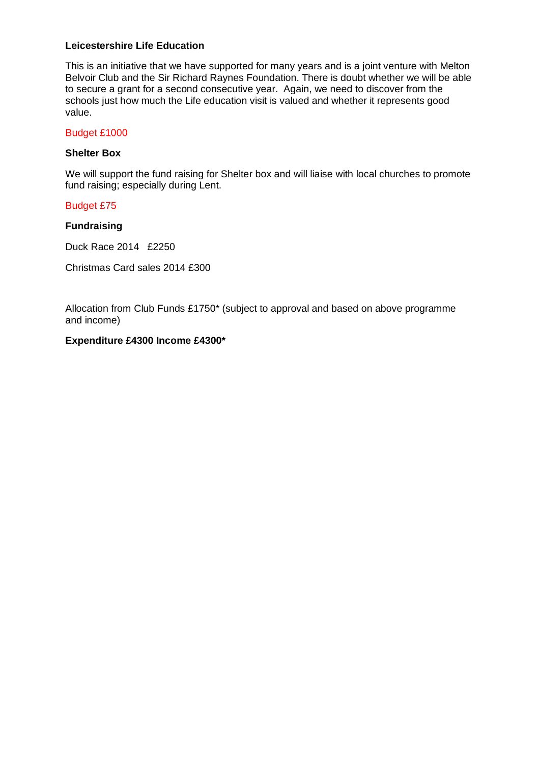**Leicestershire Life Education**

This is an initiative that we have supported for many years and is a joint venture with Melton Belvoir Club and the Sir Richard Raynes Foundation. There is doubt whether we will be able to secure a grant for a second consecutive year. Again, we need to discover from the schools just how much the Life education visit is valued and whether it represents good value.

Budget £1000

**Shelter Box**

We will support the fund raising for Shelter box and will liaise with local churches to promote fund raising; especially during Lent.

Budget £75

**Fundraising**

Duck Race 2014 £2250

Christmas Card sales 2014 £300

Allocation from Club Funds £1750* (subject to approval and based on above programme and income)

**Expenditure £4300 Income £4300***